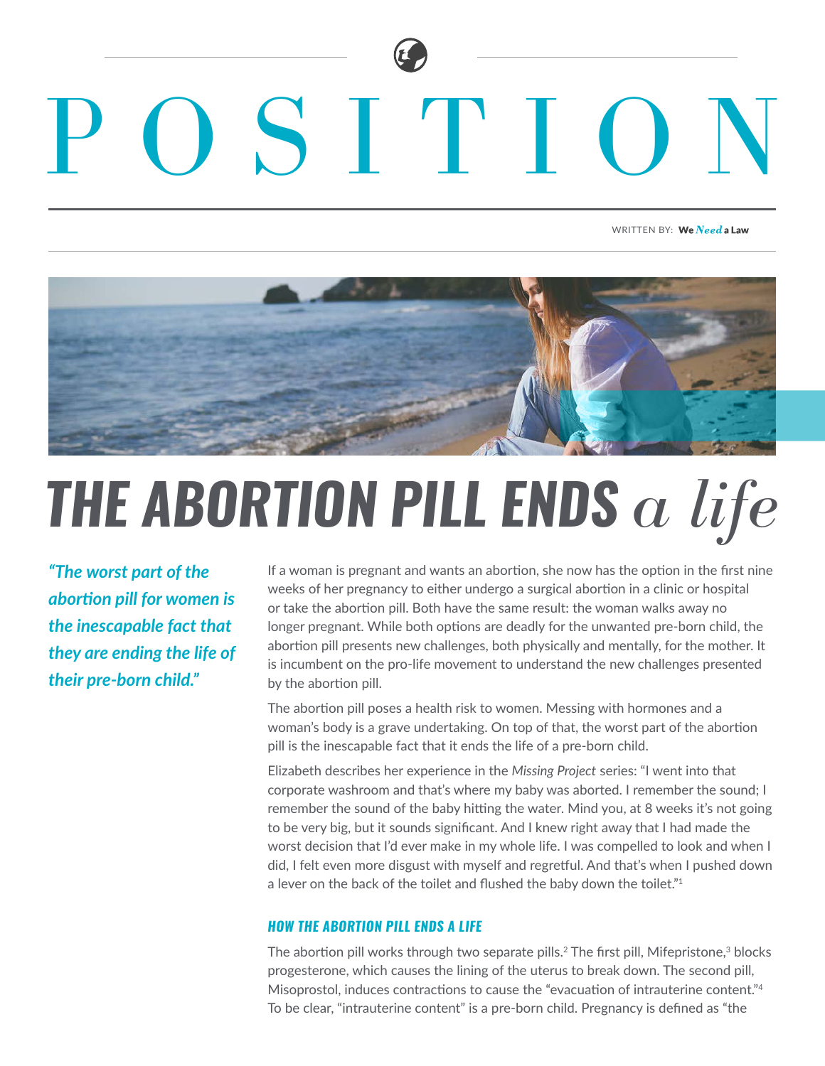# POSITION

WRITTEN BY: **We *Need* a Law**

# THE ABORTION PILL ENDS *a life*

> ***"The worst part of the abortion pill for women is the inescapable fact that they are ending the life of their pre-born child."***

If a woman is pregnant and wants an abortion, she now has the option in the first nine weeks of her pregnancy to either undergo a surgical abortion in a clinic or hospital or take the abortion pill. Both have the same result: the woman walks away no longer pregnant. While both options are deadly for the unwanted pre-born child, the abortion pill presents new challenges, both physically and mentally, for the mother. It is incumbent on the pro-life movement to understand the new challenges presented by the abortion pill.

The abortion pill poses a health risk to women. Messing with hormones and a woman's body is a grave undertaking. On top of that, the worst part of the abortion pill is the inescapable fact that it ends the life of a pre-born child.

Elizabeth describes her experience in the *Missing Project* series: "I went into that corporate washroom and that's where my baby was aborted. I remember the sound; I remember the sound of the baby hitting the water. Mind you, at 8 weeks it's not going to be very big, but it sounds significant. And I knew right away that I had made the worst decision that I'd ever make in my whole life. I was compelled to look and when I did, I felt even more disgust with myself and regretful. And that's when I pushed down a lever on the back of the toilet and flushed the baby down the toilet."[1]

### HOW THE ABORTION PILL ENDS A LIFE

The abortion pill works through two separate pills.[2] The first pill, Mifepristone,[3] blocks progesterone, which causes the lining of the uterus to break down. The second pill, Misoprostol, induces contractions to cause the "evacuation of intrauterine content."[4] To be clear, "intrauterine content" is a pre-born child. Pregnancy is defined as "the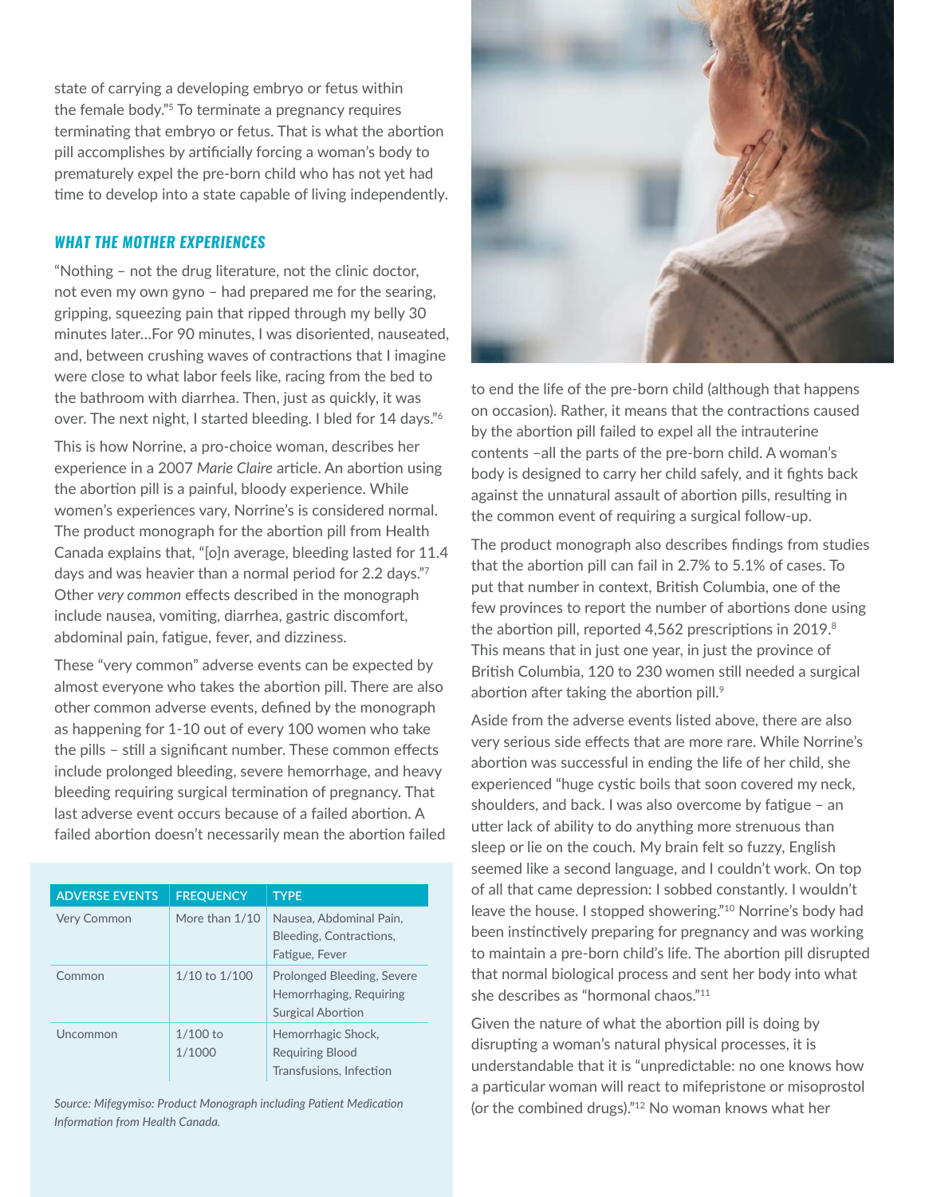state of carrying a developing embryo or fetus within the female body."[5] To terminate a pregnancy requires terminating that embryo or fetus. That is what the abortion pill accomplishes by artificially forcing a woman's body to prematurely expel the pre-born child who has not yet had time to develop into a state capable of living independently.

### *WHAT THE MOTHER EXPERIENCES*

"Nothing – not the drug literature, not the clinic doctor, not even my own gyno – had prepared me for the searing, gripping, squeezing pain that ripped through my belly 30 minutes later…For 90 minutes, I was disoriented, nauseated, and, between crushing waves of contractions that I imagine were close to what labor feels like, racing from the bed to the bathroom with diarrhea. Then, just as quickly, it was over. The next night, I started bleeding. I bled for 14 days."[6]

This is how Norrine, a pro-choice woman, describes her experience in a 2007 *Marie Claire* article. An abortion using the abortion pill is a painful, bloody experience. While women's experiences vary, Norrine's is considered normal. The product monograph for the abortion pill from Health Canada explains that, "[o]n average, bleeding lasted for 11.4 days and was heavier than a normal period for 2.2 days."[7] Other *very common* effects described in the monograph include nausea, vomiting, diarrhea, gastric discomfort, abdominal pain, fatigue, fever, and dizziness.

These "very common" adverse events can be expected by almost everyone who takes the abortion pill. There are also other common adverse events, defined by the monograph as happening for 1-10 out of every 100 women who take the pills – still a significant number. These common effects include prolonged bleeding, severe hemorrhage, and heavy bleeding requiring surgical termination of pregnancy. That last adverse event occurs because of a failed abortion. A failed abortion doesn't necessarily mean the abortion failed to end the life of the pre-born child (although that happens on occasion). Rather, it means that the contractions caused by the abortion pill failed to expel all the intrauterine contents –all the parts of the pre-born child. A woman's body is designed to carry her child safely, and it fights back against the unnatural assault of abortion pills, resulting in the common event of requiring a surgical follow-up.

| ADVERSE EVENTS | FREQUENCY | TYPE |
|---|---|---|
| Very Common | More than 1/10 | Nausea, Abdominal Pain, Bleeding, Contractions, Fatigue, Fever |
| Common | 1/10 to 1/100 | Prolonged Bleeding, Severe Hemorrhaging, Requiring Surgical Abortion |
| Uncommon | 1/100 to 1/1000 | Hemorrhagic Shock, Requiring Blood Transfusions, Infection |

*Source: Mifegymiso: Product Monograph including Patient Medication Information from Health Canada.*

The product monograph also describes findings from studies that the abortion pill can fail in 2.7% to 5.1% of cases. To put that number in context, British Columbia, one of the few provinces to report the number of abortions done using the abortion pill, reported 4,562 prescriptions in 2019.[8] This means that in just one year, in just the province of British Columbia, 120 to 230 women still needed a surgical abortion after taking the abortion pill.[9]

Aside from the adverse events listed above, there are also very serious side effects that are more rare. While Norrine's abortion was successful in ending the life of her child, she experienced "huge cystic boils that soon covered my neck, shoulders, and back. I was also overcome by fatigue – an utter lack of ability to do anything more strenuous than sleep or lie on the couch. My brain felt so fuzzy, English seemed like a second language, and I couldn't work. On top of all that came depression: I sobbed constantly. I wouldn't leave the house. I stopped showering."[10] Norrine's body had been instinctively preparing for pregnancy and was working to maintain a pre-born child's life. The abortion pill disrupted that normal biological process and sent her body into what she describes as "hormonal chaos."[11]

Given the nature of what the abortion pill is doing by disrupting a woman's natural physical processes, it is understandable that it is "unpredictable: no one knows how a particular woman will react to mifepristone or misoprostol (or the combined drugs)."[12] No woman knows what her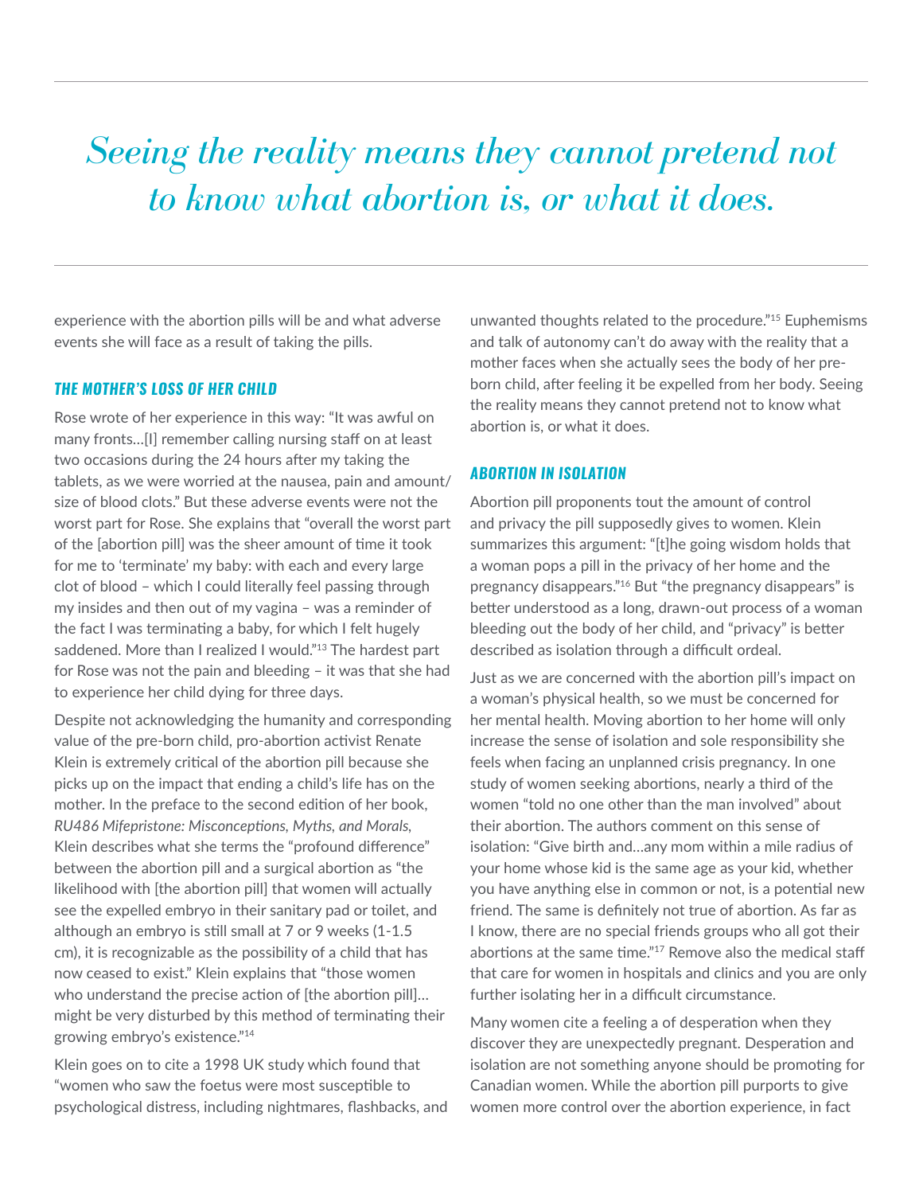*Seeing the reality means they cannot pretend not to know what abortion is, or what it does.*

experience with the abortion pills will be and what adverse events she will face as a result of taking the pills.

### *THE MOTHER'S LOSS OF HER CHILD*

Rose wrote of her experience in this way: "It was awful on many fronts…[I] remember calling nursing staff on at least two occasions during the 24 hours after my taking the tablets, as we were worried at the nausea, pain and amount/size of blood clots." But these adverse events were not the worst part for Rose. She explains that "overall the worst part of the [abortion pill] was the sheer amount of time it took for me to 'terminate' my baby: with each and every large clot of blood – which I could literally feel passing through my insides and then out of my vagina – was a reminder of the fact I was terminating a baby, for which I felt hugely saddened. More than I realized I would."[13] The hardest part for Rose was not the pain and bleeding – it was that she had to experience her child dying for three days.

Despite not acknowledging the humanity and corresponding value of the pre-born child, pro-abortion activist Renate Klein is extremely critical of the abortion pill because she picks up on the impact that ending a child's life has on the mother. In the preface to the second edition of her book, *RU486 Mifepristone: Misconceptions, Myths, and Morals*, Klein describes what she terms the "profound difference" between the abortion pill and a surgical abortion as "the likelihood with [the abortion pill] that women will actually see the expelled embryo in their sanitary pad or toilet, and although an embryo is still small at 7 or 9 weeks (1-1.5 cm), it is recognizable as the possibility of a child that has now ceased to exist." Klein explains that "those women who understand the precise action of [the abortion pill]…might be very disturbed by this method of terminating their growing embryo's existence."[14]

Klein goes on to cite a 1998 UK study which found that "women who saw the foetus were most susceptible to psychological distress, including nightmares, flashbacks, and unwanted thoughts related to the procedure."[15] Euphemisms and talk of autonomy can't do away with the reality that a mother faces when she actually sees the body of her pre-born child, after feeling it be expelled from her body. Seeing the reality means they cannot pretend not to know what abortion is, or what it does.

### *ABORTION IN ISOLATION*

Abortion pill proponents tout the amount of control and privacy the pill supposedly gives to women. Klein summarizes this argument: "[t]he going wisdom holds that a woman pops a pill in the privacy of her home and the pregnancy disappears."[16] But "the pregnancy disappears" is better understood as a long, drawn-out process of a woman bleeding out the body of her child, and "privacy" is better described as isolation through a difficult ordeal.

Just as we are concerned with the abortion pill's impact on a woman's physical health, so we must be concerned for her mental health. Moving abortion to her home will only increase the sense of isolation and sole responsibility she feels when facing an unplanned crisis pregnancy. In one study of women seeking abortions, nearly a third of the women "told no one other than the man involved" about their abortion. The authors comment on this sense of isolation: "Give birth and…any mom within a mile radius of your home whose kid is the same age as your kid, whether you have anything else in common or not, is a potential new friend. The same is definitely not true of abortion. As far as I know, there are no special friends groups who all got their abortions at the same time."[17] Remove also the medical staff that care for women in hospitals and clinics and you are only further isolating her in a difficult circumstance.

Many women cite a feeling a of desperation when they discover they are unexpectedly pregnant. Desperation and isolation are not something anyone should be promoting for Canadian women. While the abortion pill purports to give women more control over the abortion experience, in fact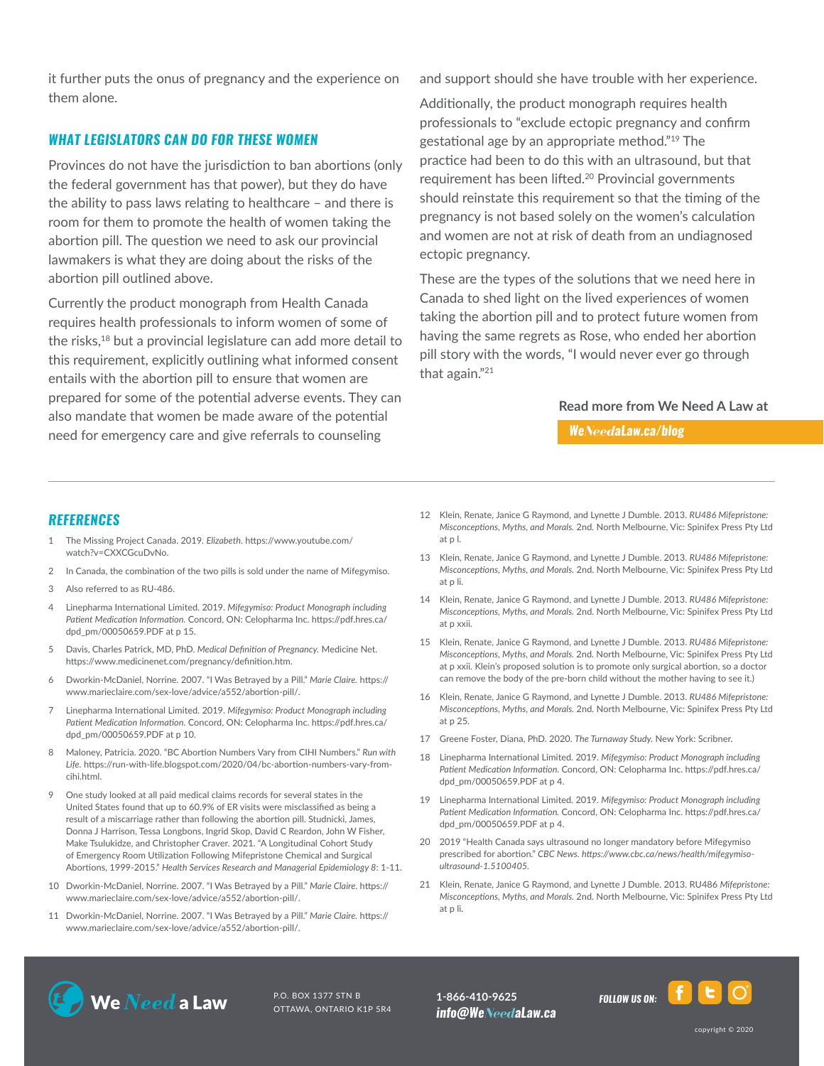it further puts the onus of pregnancy and the experience on them alone.

## WHAT LEGISLATORS CAN DO FOR THESE WOMEN

Provinces do not have the jurisdiction to ban abortions (only the federal government has that power), but they do have the ability to pass laws relating to healthcare – and there is room for them to promote the health of women taking the abortion pill. The question we need to ask our provincial lawmakers is what they are doing about the risks of the abortion pill outlined above.

Currently the product monograph from Health Canada requires health professionals to inform women of some of the risks,[18] but a provincial legislature can add more detail to this requirement, explicitly outlining what informed consent entails with the abortion pill to ensure that women are prepared for some of the potential adverse events. They can also mandate that women be made aware of the potential need for emergency care and give referrals to counseling and support should she have trouble with her experience.

Additionally, the product monograph requires health professionals to "exclude ectopic pregnancy and confirm gestational age by an appropriate method."[19] The practice had been to do this with an ultrasound, but that requirement has been lifted.[20] Provincial governments should reinstate this requirement so that the timing of the pregnancy is not based solely on the women's calculation and women are not at risk of death from an undiagnosed ectopic pregnancy.

These are the types of the solutions that we need here in Canada to shed light on the lived experiences of women taking the abortion pill and to protect future women from having the same regrets as Rose, who ended her abortion pill story with the words, "I would never ever go through that again."[21]

**Read more from We Need A Law at**

**WeNeedaLaw.ca/blog**

## REFERENCES

1. The Missing Project Canada. 2019. *Elizabeth*. https://www.youtube.com/watch?v=CXXCGcuDvNo.
2. In Canada, the combination of the two pills is sold under the name of Mifegymiso.
3. Also referred to as RU-486.
4. Linepharma International Limited. 2019. *Mifegymiso: Product Monograph including Patient Medication Information.* Concord, ON: Celopharma Inc. https://pdf.hres.ca/dpd_pm/00050659.PDF at p 15.
5. Davis, Charles Patrick, MD, PhD. *Medical Definition of Pregnancy.* Medicine Net. https://www.medicinenet.com/pregnancy/definition.htm.
6. Dworkin-McDaniel, Norrine. 2007. "I Was Betrayed by a Pill." *Marie Claire.* https://www.marieclaire.com/sex-love/advice/a552/abortion-pill/.
7. Linepharma International Limited. 2019. *Mifegymiso: Product Monograph including Patient Medication Information.* Concord, ON: Celopharma Inc. https://pdf.hres.ca/dpd_pm/00050659.PDF at p 10.
8. Maloney, Patricia. 2020. "BC Abortion Numbers Vary from CIHI Numbers." *Run with Life.* https://run-with-life.blogspot.com/2020/04/bc-abortion-numbers-vary-from-cihi.html.
9. One study looked at all paid medical claims records for several states in the United States found that up to 60.9% of ER visits were misclassified as being a result of a miscarriage rather than following the abortion pill. Studnicki, James, Donna J Harrison, Tessa Longbons, Ingrid Skop, David C Reardon, John W Fisher, Make Tsulukidze, and Christopher Craver. 2021. "A Longitudinal Cohort Study of Emergency Room Utilization Following Mifepristone Chemical and Surgical Abortions, 1999-2015." *Health Services Research and Managerial Epidemiology 8*: 1-11.
10. Dworkin-McDaniel, Norrine. 2007. "I Was Betrayed by a Pill." *Marie Claire.* https://www.marieclaire.com/sex-love/advice/a552/abortion-pill/.
11. Dworkin-McDaniel, Norrine. 2007. "I Was Betrayed by a Pill." *Marie Claire.* https://www.marieclaire.com/sex-love/advice/a552/abortion-pill/.
12. Klein, Renate, Janice G Raymond, and Lynette J Dumble. 2013. *RU486 Mifepristone: Misconceptions, Myths, and Morals.* 2nd. North Melbourne, Vic: Spinifex Press Pty Ltd at p l.
13. Klein, Renate, Janice G Raymond, and Lynette J Dumble. 2013. *RU486 Mifepristone: Misconceptions, Myths, and Morals.* 2nd. North Melbourne, Vic: Spinifex Press Pty Ltd at p li.
14. Klein, Renate, Janice G Raymond, and Lynette J Dumble. 2013. *RU486 Mifepristone: Misconceptions, Myths, and Morals.* 2nd. North Melbourne, Vic: Spinifex Press Pty Ltd at p xxii.
15. Klein, Renate, Janice G Raymond, and Lynette J Dumble. 2013. *RU486 Mifepristone: Misconceptions, Myths, and Morals.* 2nd. North Melbourne, Vic: Spinifex Press Pty Ltd at p xxii. Klein's proposed solution is to promote only surgical abortion, so a doctor can remove the body of the pre-born child without the mother having to see it.)
16. Klein, Renate, Janice G Raymond, and Lynette J Dumble. 2013. *RU486 Mifepristone: Misconceptions, Myths, and Morals.* 2nd. North Melbourne, Vic: Spinifex Press Pty Ltd at p 25.
17. Greene Foster, Diana, PhD. 2020. *The Turnaway Study.* New York: Scribner.
18. Linepharma International Limited. 2019. *Mifegymiso: Product Monograph including Patient Medication Information.* Concord, ON: Celopharma Inc. https://pdf.hres.ca/dpd_pm/00050659.PDF at p 4.
19. Linepharma International Limited. 2019. *Mifegymiso: Product Monograph including Patient Medication Information.* Concord, ON: Celopharma Inc. https://pdf.hres.ca/dpd_pm/00050659.PDF at p 4.
20. 2019 "Health Canada says ultrasound no longer mandatory before Mifegymiso prescribed for abortion." *CBC News. https://www.cbc.ca/news/health/mifegymiso-ultrasound-1.5100405.*
21. Klein, Renate, Janice G Raymond, and Lynette J Dumble. 2013. RU486 *Mifepristone: Misconceptions, Myths, and Morals.* 2nd. North Melbourne, Vic: Spinifex Press Pty Ltd at p li.

We Need a Law

P.O. BOX 1377 STN B
OTTAWA, ONTARIO K1P 5R4

1-866-410-9625
*info@WeNeedaLaw.ca*

FOLLOW US ON:

copyright © 2020